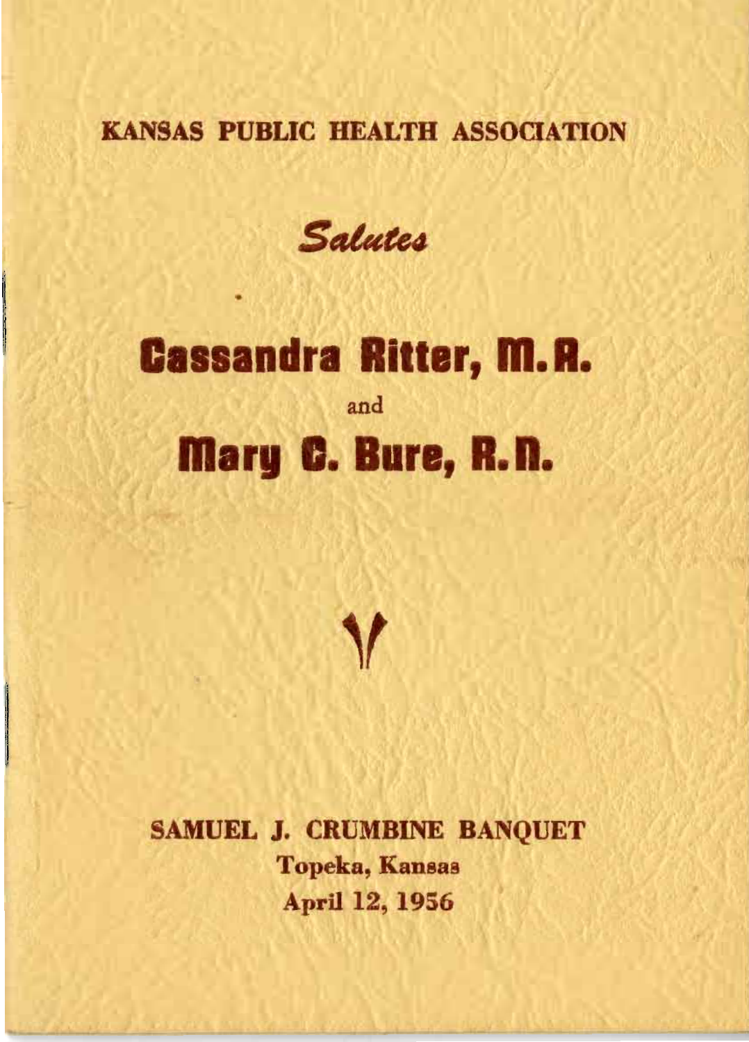**KANSAS PUBLIC HEALTH ASSOCIATION**

*Salutes*

# Cassandra Ritter, M.A.

and

# Mary C. Bure, R.N.

**SAMUEL J. CRUMBINE BANQUET**

**Topeka, Kansas**

**April 12, 1956**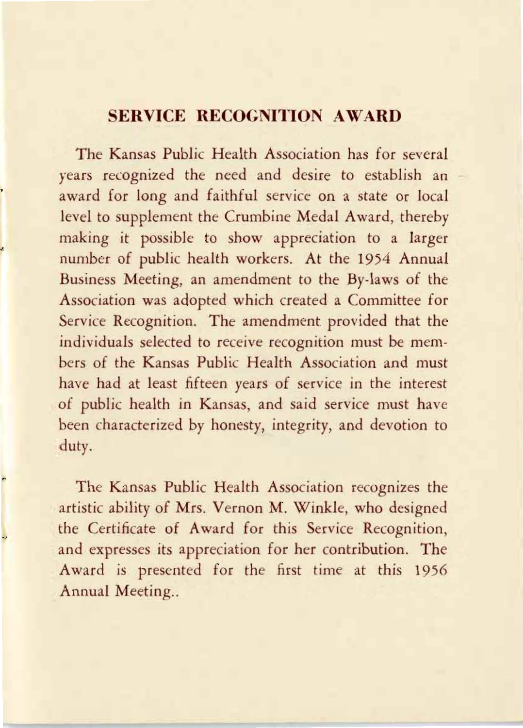## SERVICE RECOGNITION AWARD

The Kansas Public Health Association has for several years recognized the need and desire to establish an award for long and faithful service on a state or local level to supplement the Crumbine Medal Award, thereby making it possible to show appreciation to a larger number of public health workers. At the 1954 Annual Business Meeting, an amendment to the By-laws of the Association was adopted which created a Committee for Service Recognition. The amendment provided that the individuals selected to receive recognition must be members of the Kansas Public Health Association and must have had at least fifteen years of service in the interest of public health in Kansas, and said service must have been characterized by honesty, integrity, and devotion to duty.

The Kansas Public Health Association recognizes the artistic ability of Mrs. Vernon M. Winkle, who designed the Certificate of Award for this Service Recognition, and expresses its appreciation for her contribution. The Award is presented for the first time at this 1956 Annual Meeting..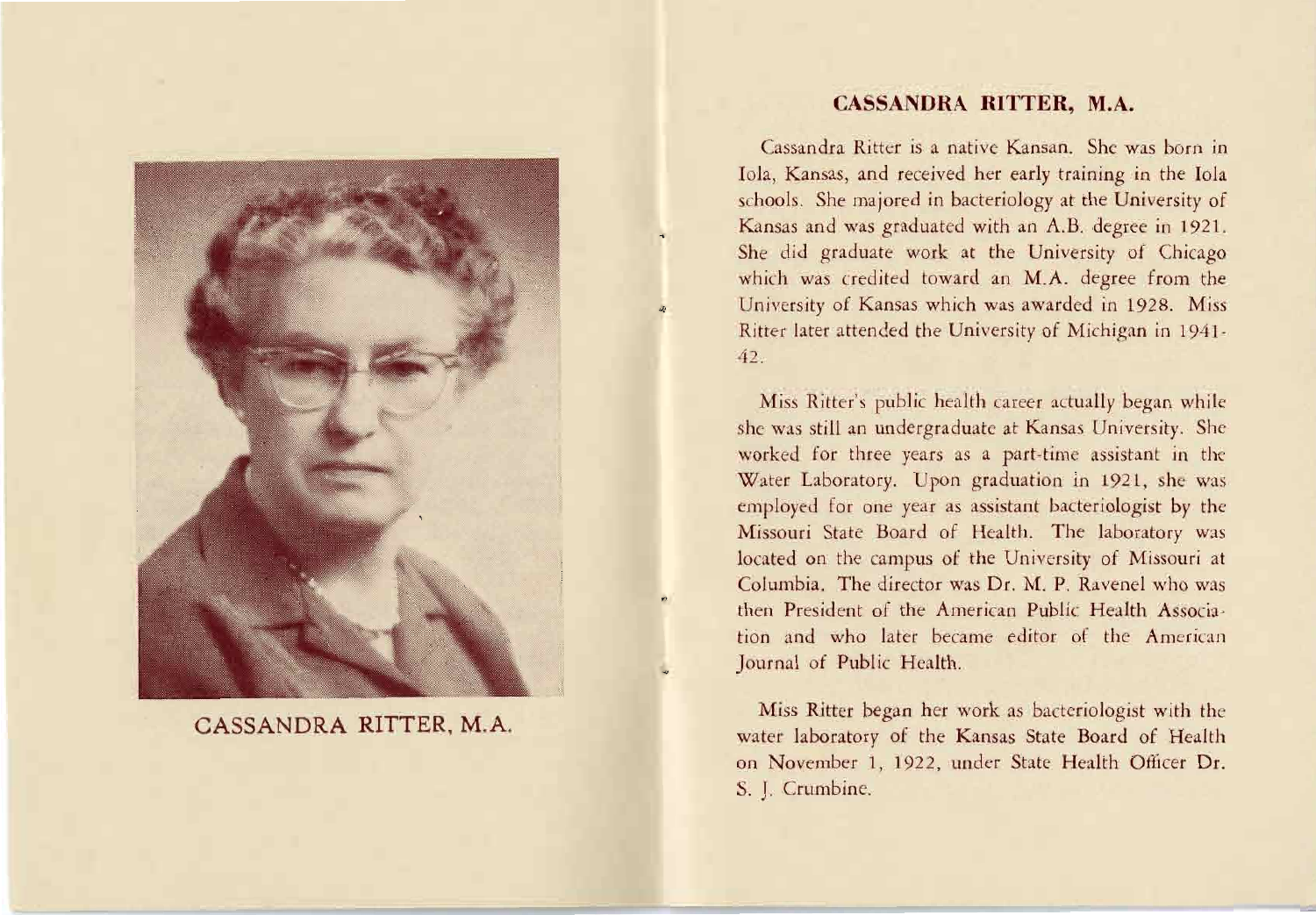CASSANDRA RITTER, M.A.

## CASSANDRA RITTER, M.A.

Cassandra Ritter is a native Kansan. She was born in Iola, Kansas, and received her early training in the Iola schools. She majored in bacteriology at the University of Kansas and was graduated with an A.B. degree in 1921. She did graduate work at the University of Chicago which was credited toward an M.A. degree from the University of Kansas which was awarded in 1928. Miss Ritter later attended the University of Michigan in 1941-42.

Miss Ritter's public health career actually began while she was still an undergraduate at Kansas University. She worked for three years as a part-time assistant in the Water Laboratory. Upon graduation in 1921, she was employed for one year as assistant bacteriologist by the Missouri State Board of Health. The laboratory was located on the campus of the University of Missouri at Columbia. The director was Dr. M. P. Ravenel who was then President of the American Public Health Association and who later became editor of the American Journal of Public Health.

Miss Ritter began her work as bacteriologist with the water laboratory of the Kansas State Board of Health on November 1, 1922, under State Health Officer Dr. S. J. Crumbine.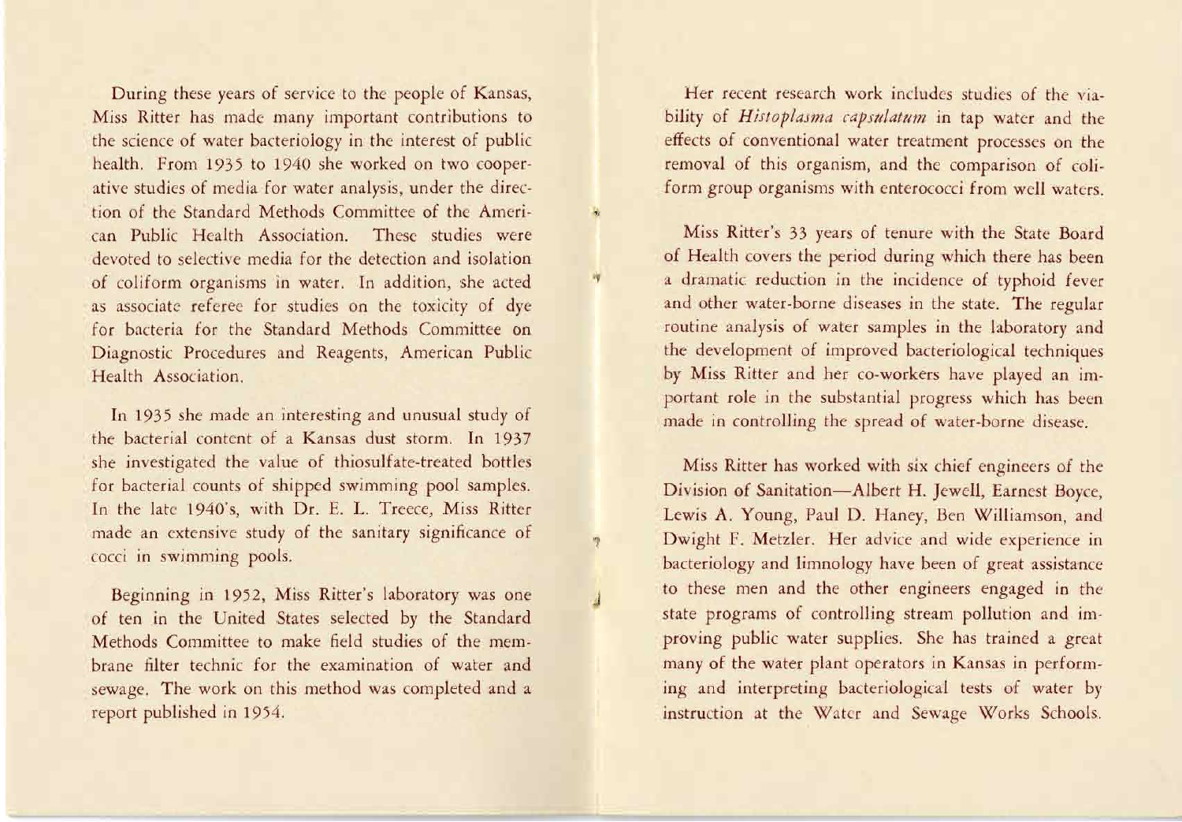During these years of service to the people of Kansas, Miss Ritter has made many important contributions to the science of water bacteriology in the interest of public health. From 1935 to 1940 she worked on two cooperative studies of media for water analysis, under the direction of the Standard Methods Committee of the American Public Health Association. These studies were devoted to selective media for the detection and isolation of coliform organisms in water. In addition, she acted as associate referee for studies on the toxicity of dye for bacteria for the Standard Methods Committee on Diagnostic Procedures and Reagents, American Public Health Association.

In 1935 she made an interesting and unusual study of the bacterial content of a Kansas dust storm. In 1937 she investigated the value of thiosulfate-treated bottles for bacterial counts of shipped swimming pool samples. In the late 1940's, with Dr. E. L. Treece, Miss Ritter made an extensive study of the sanitary significance of cocci in swimming pools.

Beginning in 1952, Miss Ritter's laboratory was one of ten in the United States selected by the Standard Methods Committee to make field studies of the membrane filter technic for the examination of water and sewage. The work on this method was completed and a report published in 1954.

Her recent research work includes studies of the viability of *Histoplasma capsulatum* in tap water and the effects of conventional water treatment processes on the removal of this organism, and the comparison of coliform group organisms with enterococci from well waters.

Miss Ritter's 33 years of tenure with the State Board of Health covers the period during which there has been a dramatic reduction in the incidence of typhoid fever and other water-borne diseases in the state. The regular routine analysis of water samples in the laboratory and the development of improved bacteriological techniques by Miss Ritter and her co-workers have played an important role in the substantial progress which has been made in controlling the spread of water-borne disease.

Miss Ritter has worked with six chief engineers of the Division of Sanitation—Albert H. Jewell, Earnest Boyce, Lewis A. Young, Paul D. Haney, Ben Williamson, and Dwight F. Metzler. Her advice and wide experience in bacteriology and limnology have been of great assistance to these men and the other engineers engaged in the state programs of controlling stream pollution and improving public water supplies. She has trained a great many of the water plant operators in Kansas in performing and interpreting bacteriological tests of water by instruction at the Water and Sewage Works Schools.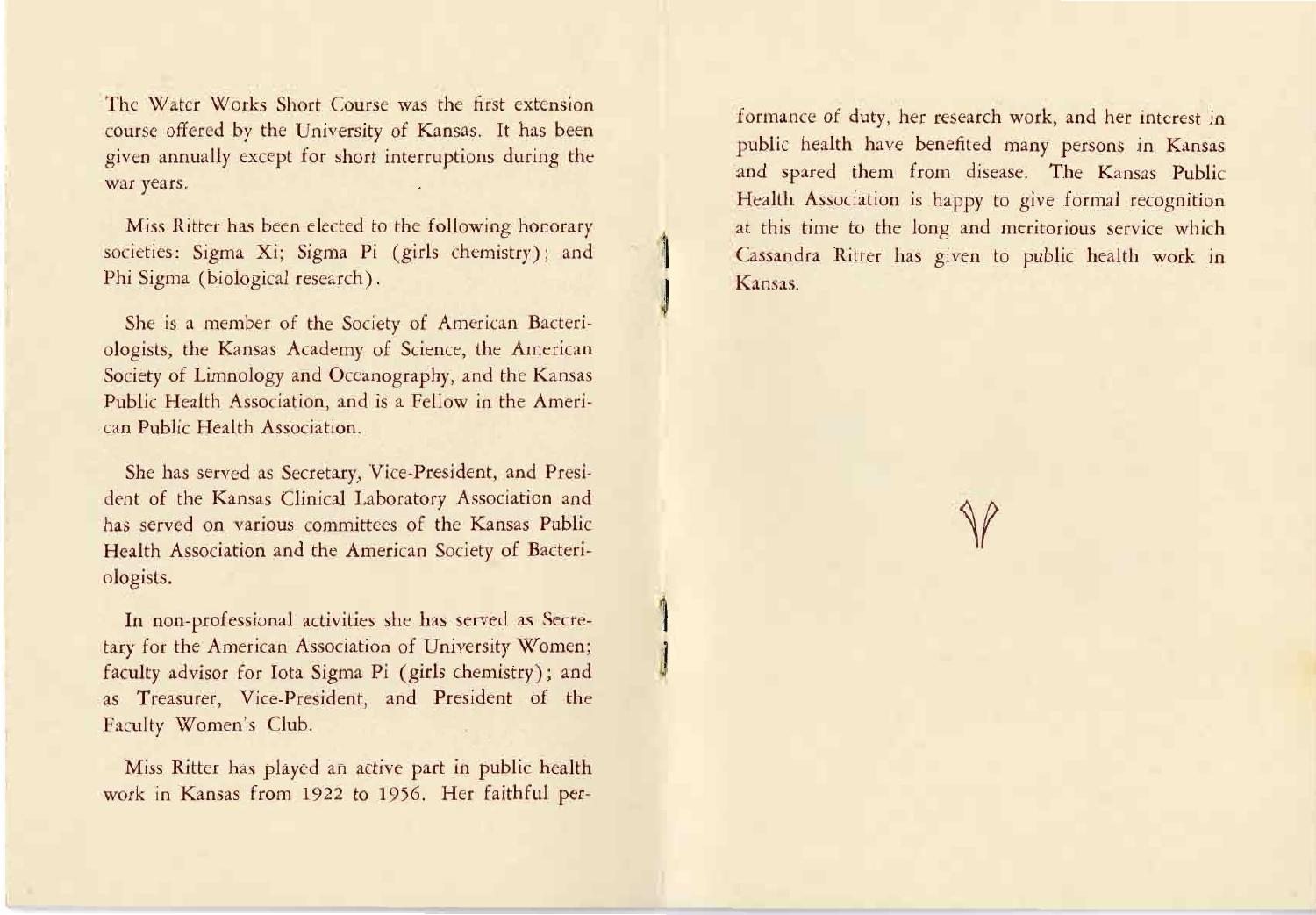The Water Works Short Course was the first extension course offered by the University of Kansas. It has been given annually except for short interruptions during the war years.

Miss Ritter has been elected to the following honorary societies: Sigma Xi; Sigma Pi (girls chemistry); and Phi Sigma (biological research).

She is a member of the Society of American Bacteriologists, the Kansas Academy of Science, the American Society of Limnology and Oceanography, and the Kansas Public Health Association, and is a Fellow in the American Public Health Association.

She has served as Secretary, Vice-President, and President of the Kansas Clinical Laboratory Association and has served on various committees of the Kansas Public Health Association and the American Society of Bacteriologists.

In non-professional activities she has served as Secretary for the American Association of University Women; faculty advisor for Iota Sigma Pi (girls chemistry); and as Treasurer, Vice-President, and President of the Faculty Women's Club.

Miss Ritter has played an active part in public health work in Kansas from 1922 to 1956. Her faithful performance of duty, her research work, and her interest in public health have benefited many persons in Kansas and spared them from disease. The Kansas Public Health Association is happy to give formal recognition at this time to the long and meritorious service which Cassandra Ritter has given to public health work in Kansas.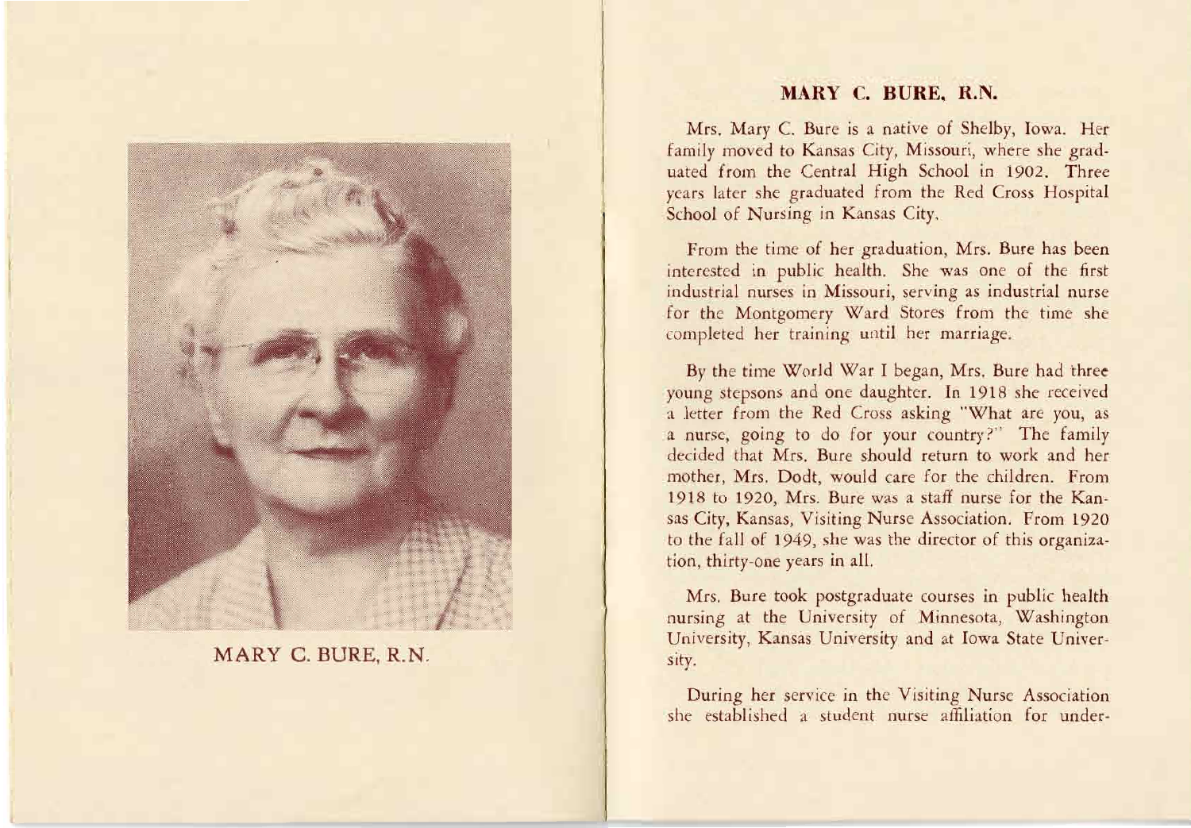MARY C. BURE, R.N.

## MARY C. BURE, R.N.

Mrs. Mary C. Bure is a native of Shelby, Iowa. Her family moved to Kansas City, Missouri, where she graduated from the Central High School in 1902. Three years later she graduated from the Red Cross Hospital School of Nursing in Kansas City.

From the time of her graduation, Mrs. Bure has been interested in public health. She was one of the first industrial nurses in Missouri, serving as industrial nurse for the Montgomery Ward Stores from the time she completed her training until her marriage.

By the time World War I began, Mrs. Bure had three young stepsons and one daughter. In 1918 she received a letter from the Red Cross asking "What are you, as a nurse, going to do for your country?" The family decided that Mrs. Bure should return to work and her mother, Mrs. Dodt, would care for the children. From 1918 to 1920, Mrs. Bure was a staff nurse for the Kansas City, Kansas, Visiting Nurse Association. From 1920 to the fall of 1949, she was the director of this organization, thirty-one years in all.

Mrs. Bure took postgraduate courses in public health nursing at the University of Minnesota, Washington University, Kansas University and at Iowa State University.

During her service in the Visiting Nurse Association she established a student nurse affiliation for under-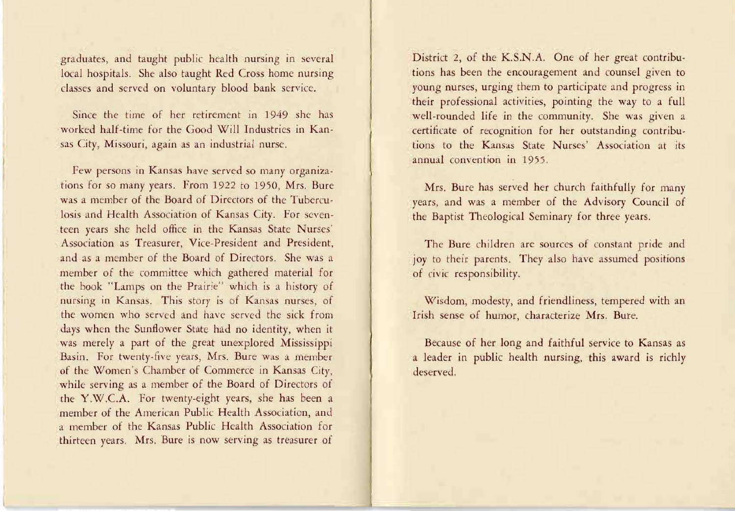graduates, and taught public health nursing in several local hospitals. She also taught Red Cross home nursing classes and served on voluntary blood bank service.

Since the time of her retirement in 1949 she has worked half-time for the Good Will Industries in Kansas City, Missouri, again as an industrial nurse.

Few persons in Kansas have served so many organizations for so many years. From 1922 to 1950, Mrs. Bure was a member of the Board of Directors of the Tuberculosis and Health Association of Kansas City. For seventeen years she held office in the Kansas State Nurses' Association as Treasurer, Vice-President and President, and as a member of the Board of Directors. She was a member of the committee which gathered material for the book "Lamps on the Prairie" which is a history of nursing in Kansas. This story is of Kansas nurses, of the women who served and have served the sick from days when the Sunflower State had no identity, when it was merely a part of the great unexplored Mississippi Basin. For twenty-five years, Mrs. Bure was a member of the Women's Chamber of Commerce in Kansas City, while serving as a member of the Board of Directors of the Y.W.C.A. For twenty-eight years, she has been a member of the American Public Health Association, and a member of the Kansas Public Health Association for thirteen years. Mrs. Bure is now serving as treasurer of District 2, of the K.S.N.A. One of her great contributions has been the encouragement and counsel given to young nurses, urging them to participate and progress in their professional activities, pointing the way to a full well-rounded life in the community. She was given a certificate of recognition for her outstanding contributions to the Kansas State Nurses' Association at its annual convention in 1955.

Mrs. Bure has served her church faithfully for many years, and was a member of the Advisory Council of the Baptist Theological Seminary for three years.

The Bure children are sources of constant pride and joy to their parents. They also have assumed positions of civic responsibility.

Wisdom, modesty, and friendliness, tempered with an Irish sense of humor, characterize Mrs. Bure.

Because of her long and faithful service to Kansas as a leader in public health nursing, this award is richly deserved.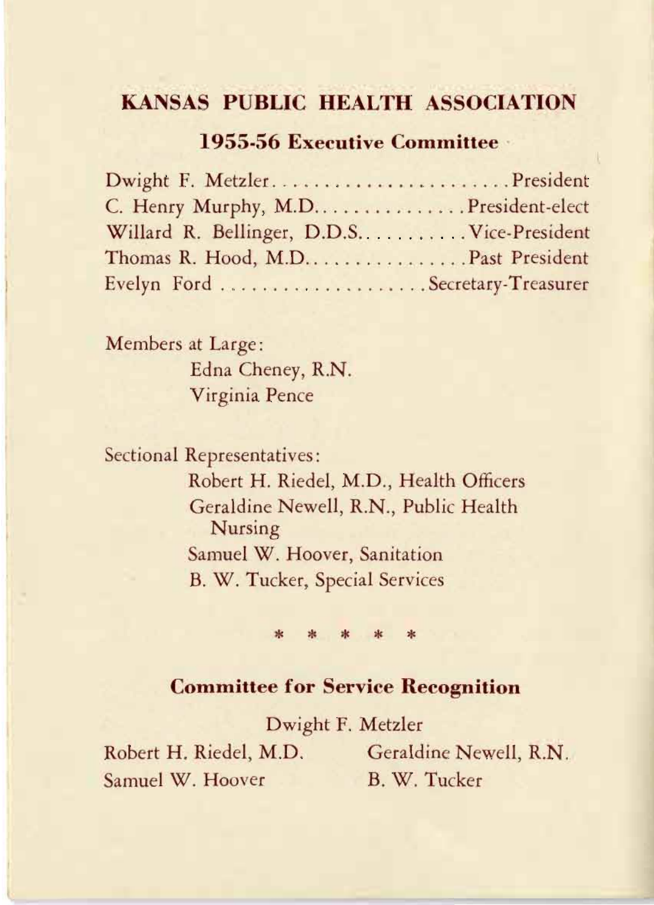## KANSAS PUBLIC HEALTH ASSOCIATION

### 1955-56 Executive Committee

Dwight F. Metzler........................President
C. Henry Murphy, M.D...............President-elect
Willard R. Bellinger, D.D.S...........Vice-President
Thomas R. Hood, M.D................Past President
Evelyn Ford .....................Secretary-Treasurer

Members at Large:
Edna Cheney, R.N.
Virginia Pence

Sectional Representatives:
Robert H. Riedel, M.D., Health Officers
Geraldine Newell, R.N., Public Health Nursing
Samuel W. Hoover, Sanitation
B. W. Tucker, Special Services

\* \* \* \* \*

### Committee for Service Recognition

Dwight F. Metzler
Robert H. Riedel, M.D.
Geraldine Newell, R.N.
Samuel W. Hoover
B. W. Tucker